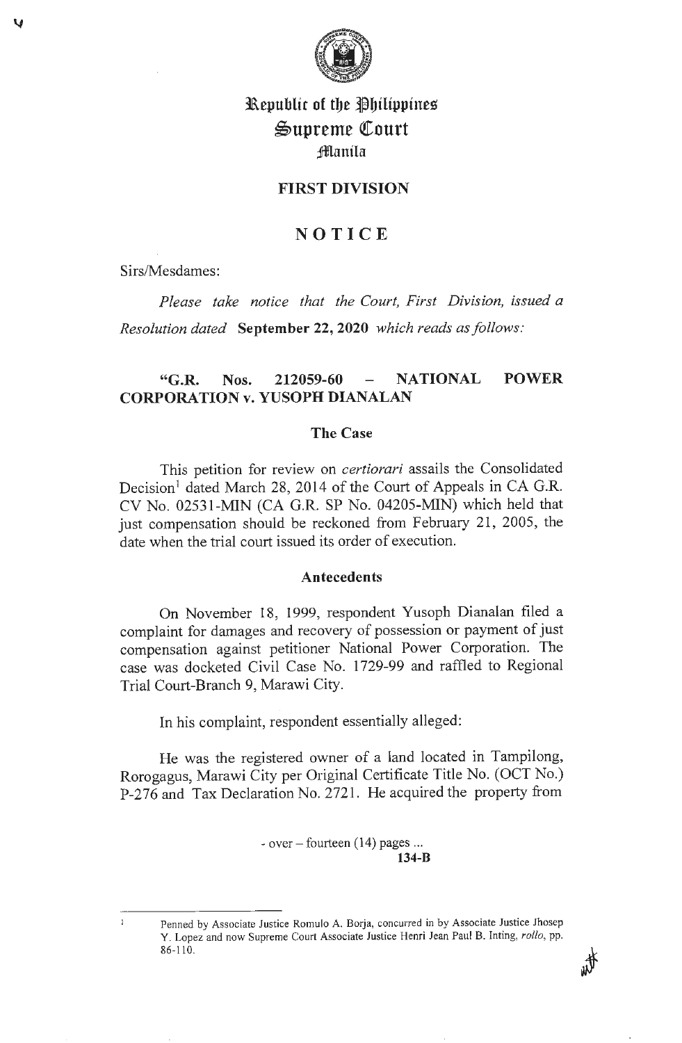# Republic of the Philippines
# Supreme Court
## Manila

## FIRST DIVISION

## NOTICE

Sirs/Mesdames:

*Please take notice that the Court, First Division, issued a Resolution dated* **September 22, 2020** *which reads as follows:*

### "G.R. Nos. 212059-60 – NATIONAL POWER CORPORATION v. YUSOPH DIANALAN

### The Case

This petition for review on *certiorari* assails the Consolidated Decision[1] dated March 28, 2014 of the Court of Appeals in CA G.R. CV No. 02531-MIN (CA G.R. SP No. 04205-MIN) which held that just compensation should be reckoned from February 21, 2005, the date when the trial court issued its order of execution.

### Antecedents

On November 18, 1999, respondent Yusoph Dianalan filed a complaint for damages and recovery of possession or payment of just compensation against petitioner National Power Corporation. The case was docketed Civil Case No. 1729-99 and raffled to Regional Trial Court-Branch 9, Marawi City.

In his complaint, respondent essentially alleged:

He was the registered owner of a land located in Tampilong, Rorogagus, Marawi City per Original Certificate Title No. (OCT No.) P-276 and Tax Declaration No. 2721. He acquired the property from

- over – fourteen (14) pages ...
**134-B**

---

[1] Penned by Associate Justice Romulo A. Borja, concurred in by Associate Justice Jhosep Y. Lopez and now Supreme Court Associate Justice Henri Jean Paul B. Inting, *rollo*, pp. 86-110.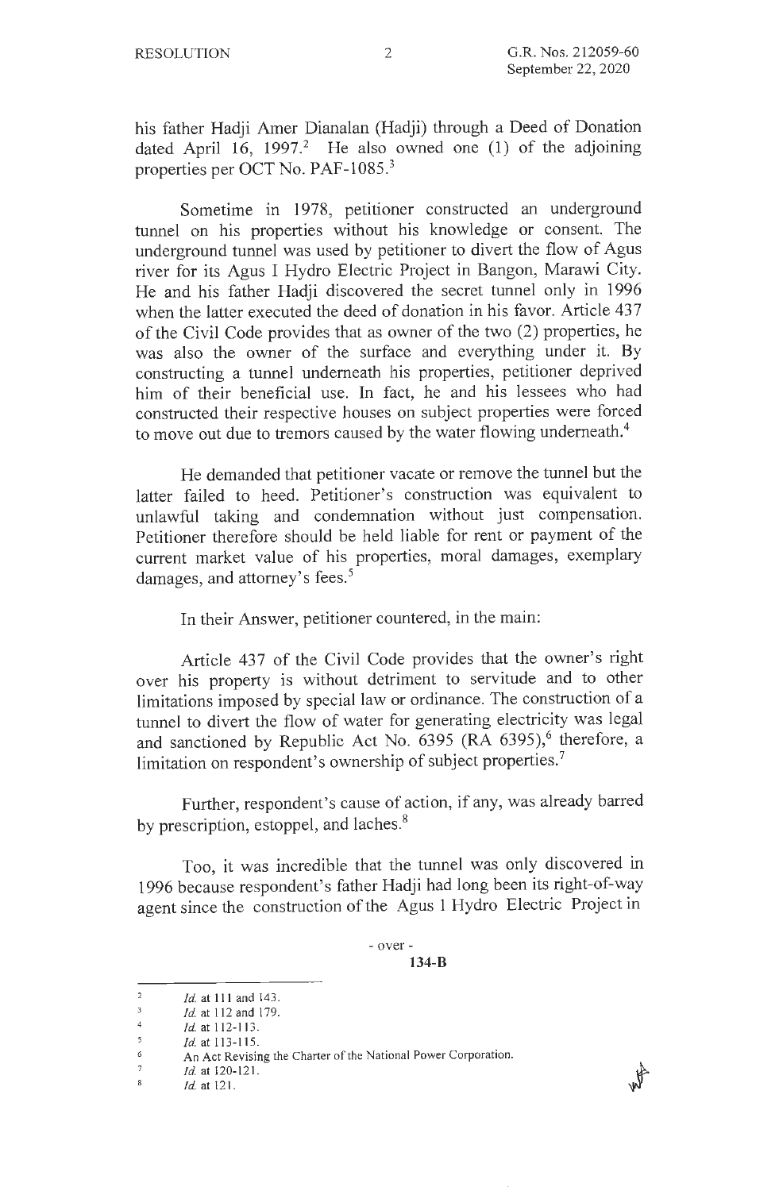his father Hadji Amer Dianalan (Hadji) through a Deed of Donation dated April 16, 1997.[2] He also owned one (1) of the adjoining properties per OCT No. PAF-1085.[3]

Sometime in 1978, petitioner constructed an underground tunnel on his properties without his knowledge or consent. The underground tunnel was used by petitioner to divert the flow of Agus river for its Agus I Hydro Electric Project in Bangon, Marawi City. He and his father Hadji discovered the secret tunnel only in 1996 when the latter executed the deed of donation in his favor. Article 437 of the Civil Code provides that as owner of the two (2) properties, he was also the owner of the surface and everything under it. By constructing a tunnel underneath his properties, petitioner deprived him of their beneficial use. In fact, he and his lessees who had constructed their respective houses on subject properties were forced to move out due to tremors caused by the water flowing underneath.[4]

He demanded that petitioner vacate or remove the tunnel but the latter failed to heed. Petitioner's construction was equivalent to unlawful taking and condemnation without just compensation. Petitioner therefore should be held liable for rent or payment of the current market value of his properties, moral damages, exemplary damages, and attorney's fees.[5]

In their Answer, petitioner countered, in the main:

Article 437 of the Civil Code provides that the owner's right over his property is without detriment to servitude and to other limitations imposed by special law or ordinance. The construction of a tunnel to divert the flow of water for generating electricity was legal and sanctioned by Republic Act No. 6395 (RA 6395),[6] therefore, a limitation on respondent's ownership of subject properties.[7]

Further, respondent's cause of action, if any, was already barred by prescription, estoppel, and laches.[8]

Too, it was incredible that the tunnel was only discovered in 1996 because respondent's father Hadji had long been its right-of-way agent since the construction of the Agus 1 Hydro Electric Project in

- over -

**134-B**

---

[2] *Id.* at 111 and 143.

[3] *Id.* at 112 and 179.

[4] *Id.* at 112-113.

[5] *Id.* at 113-115.

[6] An Act Revising the Charter of the National Power Corporation.

[7] *Id.* at 120-121.

[8] *Id.* at 121.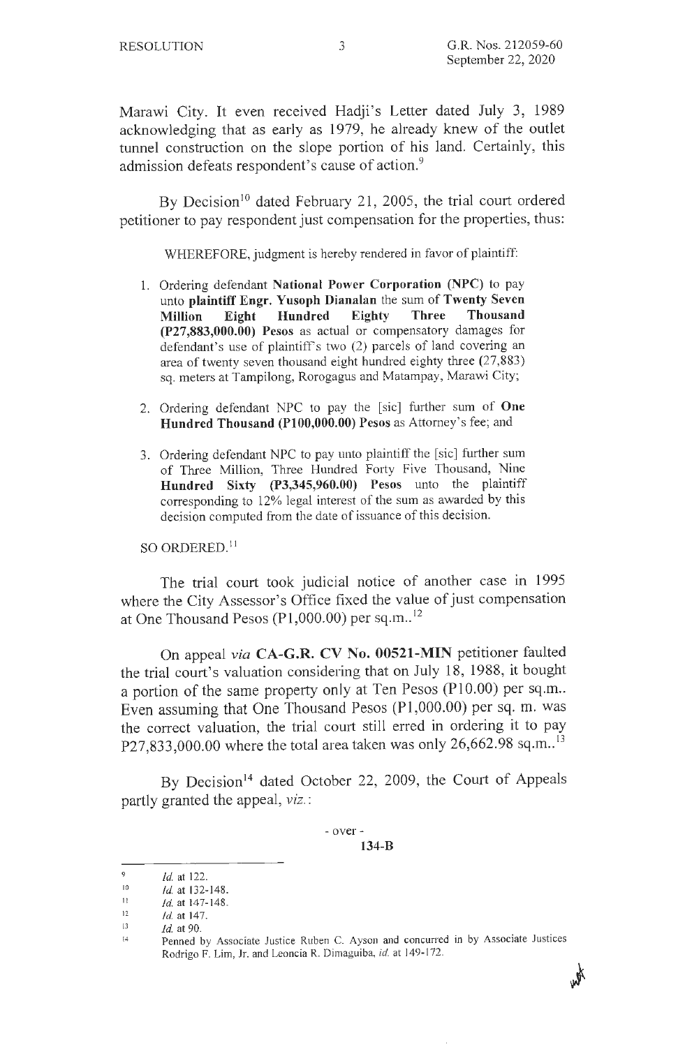Marawi City. It even received Hadji's Letter dated July 3, 1989 acknowledging that as early as 1979, he already knew of the outlet tunnel construction on the slope portion of his land. Certainly, this admission defeats respondent's cause of action.[9]

By Decision[10] dated February 21, 2005, the trial court ordered petitioner to pay respondent just compensation for the properties, thus:

> WHEREFORE, judgment is hereby rendered in favor of plaintiff:
>
> 1. Ordering defendant **National Power Corporation (NPC)** to pay unto **plaintiff Engr. Yusoph Dianalan** the sum of **Twenty Seven Million Eight Hundred Eighty Three Thousand (P27,883,000.00) Pesos** as actual or compensatory damages for defendant's use of plaintiff's two (2) parcels of land covering an area of twenty seven thousand eight hundred eighty three (27,883) sq. meters at Tampilong, Rorogagus and Matampay, Marawi City;
>
> 2. Ordering defendant NPC to pay the [sic] further sum of **One Hundred Thousand (P100,000.00) Pesos** as Attorney's fee; and
>
> 3. Ordering defendant NPC to pay unto plaintiff the [sic] further sum of Three Million, Three Hundred Forty Five Thousand, Nine **Hundred Sixty (P3,345,960.00) Pesos** unto the plaintiff corresponding to 12% legal interest of the sum as awarded by this decision computed from the date of issuance of this decision.
>
> SO ORDERED.[11]

The trial court took judicial notice of another case in 1995 where the City Assessor's Office fixed the value of just compensation at One Thousand Pesos (P1,000.00) per sq.m..[12]

On appeal *via* **CA-G.R. CV No. 00521-MIN** petitioner faulted the trial court's valuation considering that on July 18, 1988, it bought a portion of the same property only at Ten Pesos (P10.00) per sq.m.. Even assuming that One Thousand Pesos (P1,000.00) per sq. m. was the correct valuation, the trial court still erred in ordering it to pay P27,833,000.00 where the total area taken was only 26,662.98 sq.m..[13]

By Decision[14] dated October 22, 2009, the Court of Appeals partly granted the appeal, *viz.*:

- over -

**134-B**

---

[9] *Id.* at 122.

[10] *Id.* at 132-148.

[11] *Id.* at 147-148.

[12] *Id.* at 147.

[13] *Id.* at 90.

[14] Penned by Associate Justice Ruben C. Ayson and concurred in by Associate Justices Rodrigo F. Lim, Jr. and Leoncia R. Dimaguiba, *id.* at 149-172.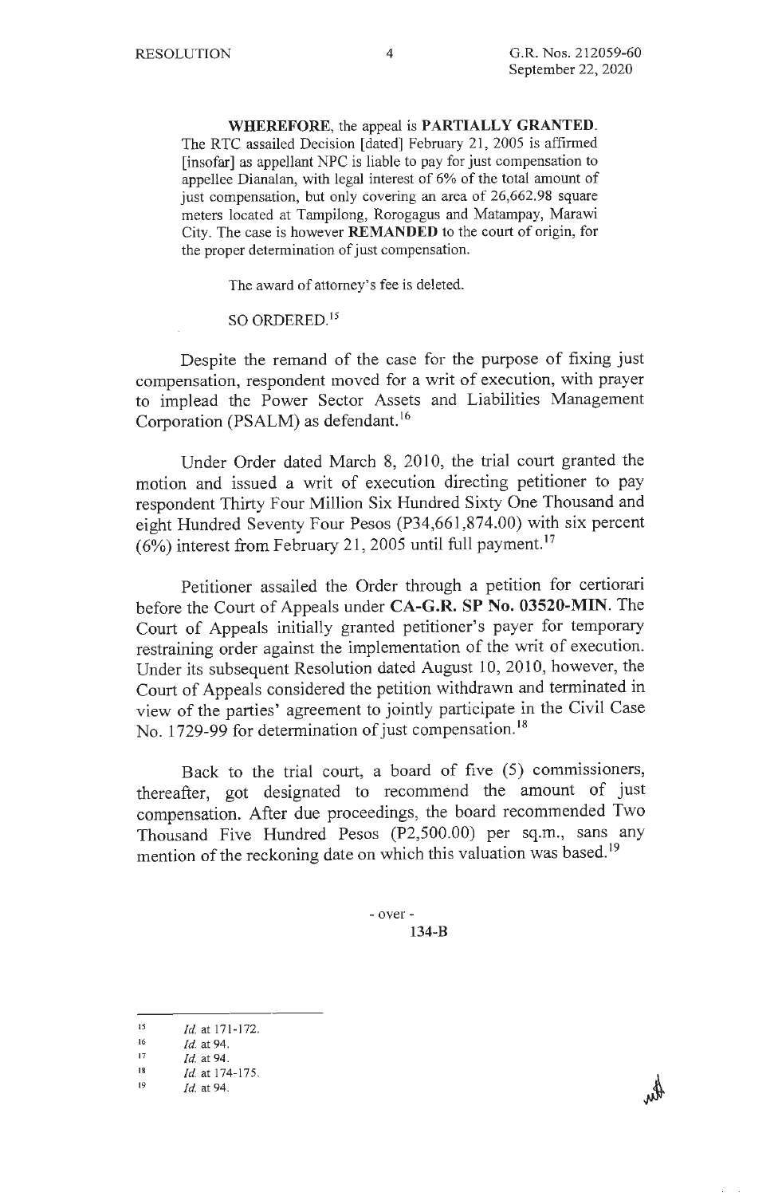**WHEREFORE**, the appeal is **PARTIALLY GRANTED**. The RTC assailed Decision [dated] February 21, 2005 is affirmed [insofar] as appellant NPC is liable to pay for just compensation to appellee Dianalan, with legal interest of 6% of the total amount of just compensation, but only covering an area of 26,662.98 square meters located at Tampilong, Rorogagus and Matampay, Marawi City. The case is however **REMANDED** to the court of origin, for the proper determination of just compensation.

The award of attorney's fee is deleted.

SO ORDERED.[15]

Despite the remand of the case for the purpose of fixing just compensation, respondent moved for a writ of execution, with prayer to implead the Power Sector Assets and Liabilities Management Corporation (PSALM) as defendant.[16]

Under Order dated March 8, 2010, the trial court granted the motion and issued a writ of execution directing petitioner to pay respondent Thirty Four Million Six Hundred Sixty One Thousand and eight Hundred Seventy Four Pesos (P34,661,874.00) with six percent (6%) interest from February 21, 2005 until full payment.[17]

Petitioner assailed the Order through a petition for certiorari before the Court of Appeals under **CA-G.R. SP No. 03520-MIN**. The Court of Appeals initially granted petitioner's payer for temporary restraining order against the implementation of the writ of execution. Under its subsequent Resolution dated August 10, 2010, however, the Court of Appeals considered the petition withdrawn and terminated in view of the parties' agreement to jointly participate in the Civil Case No. 1729-99 for determination of just compensation.[18]

Back to the trial court, a board of five (5) commissioners, thereafter, got designated to recommend the amount of just compensation. After due proceedings, the board recommended Two Thousand Five Hundred Pesos (P2,500.00) per sq.m., sans any mention of the reckoning date on which this valuation was based.[19]

- over -

134-B

---

[15] *Id.* at 171-172.

[16] *Id.* at 94.

[17] *Id.* at 94.

[18] *Id.* at 174-175.

[19] *Id.* at 94.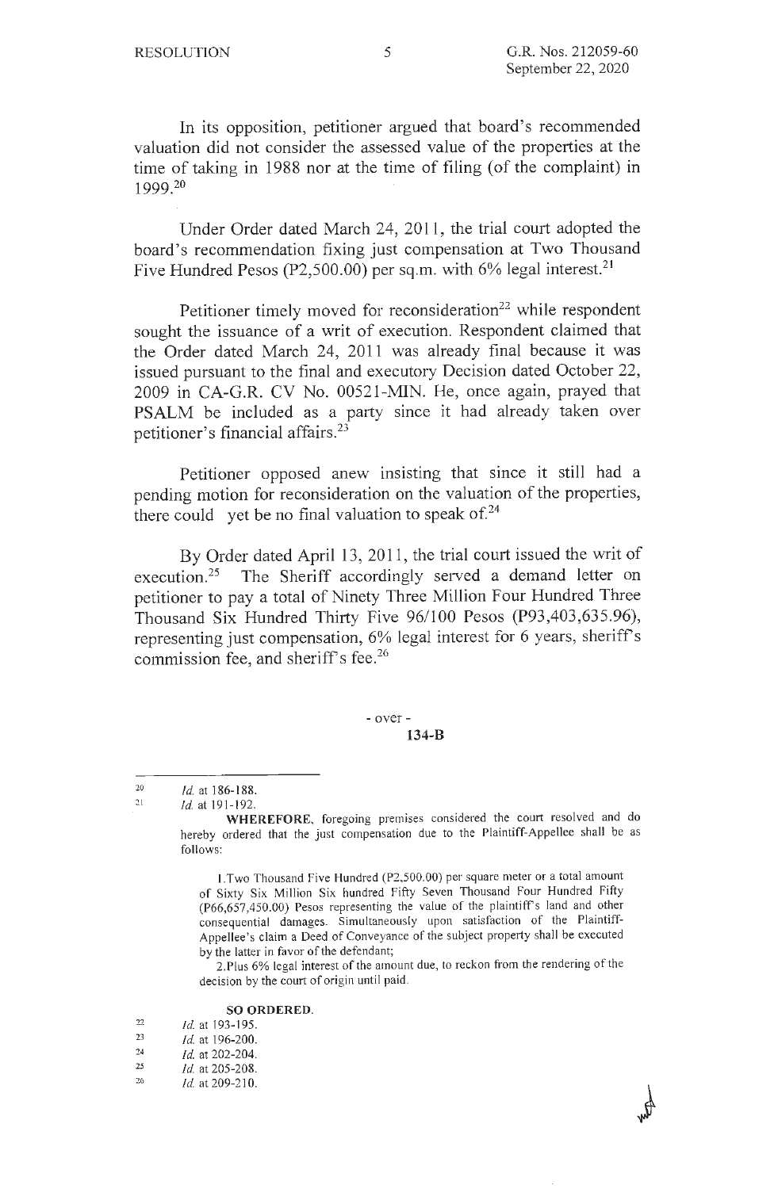In its opposition, petitioner argued that board's recommended valuation did not consider the assessed value of the properties at the time of taking in 1988 nor at the time of filing (of the complaint) in 1999.[20]

Under Order dated March 24, 2011, the trial court adopted the board's recommendation fixing just compensation at Two Thousand Five Hundred Pesos (P2,500.00) per sq.m. with 6% legal interest.[21]

Petitioner timely moved for reconsideration[22] while respondent sought the issuance of a writ of execution. Respondent claimed that the Order dated March 24, 2011 was already final because it was issued pursuant to the final and executory Decision dated October 22, 2009 in CA-G.R. CV No. 00521-MIN. He, once again, prayed that PSALM be included as a party since it had already taken over petitioner's financial affairs.[23]

Petitioner opposed anew insisting that since it still had a pending motion for reconsideration on the valuation of the properties, there could yet be no final valuation to speak of.[24]

By Order dated April 13, 2011, the trial court issued the writ of execution.[25] The Sheriff accordingly served a demand letter on petitioner to pay a total of Ninety Three Million Four Hundred Three Thousand Six Hundred Thirty Five 96/100 Pesos (P93,403,635.96), representing just compensation, 6% legal interest for 6 years, sheriff's commission fee, and sheriff's fee.[26]

- over -

**134-B**

---

[20] *Id.* at 186-188.

[21] *Id.* at 191-192.

**WHEREFORE**, foregoing premises considered the court resolved and do hereby ordered that the just compensation due to the Plaintiff-Appellee shall be as follows:

1.Two Thousand Five Hundred (P2,500.00) per square meter or a total amount of Sixty Six Million Six hundred Fifty Seven Thousand Four Hundred Fifty (P66,657,450.00) Pesos representing the value of the plaintiff's land and other consequential damages. Simultaneously upon satisfaction of the Plaintiff-Appellee's claim a Deed of Conveyance of the subject property shall be executed by the latter in favor of the defendant;

2.Plus 6% legal interest of the amount due, to reckon from the rendering of the decision by the court of origin until paid.

**SO ORDERED.**

[22] *Id.* at 193-195.

[23] *Id.* at 196-200.

[24] *Id.* at 202-204.

[25] *Id.* at 205-208.

[26] *Id.* at 209-210.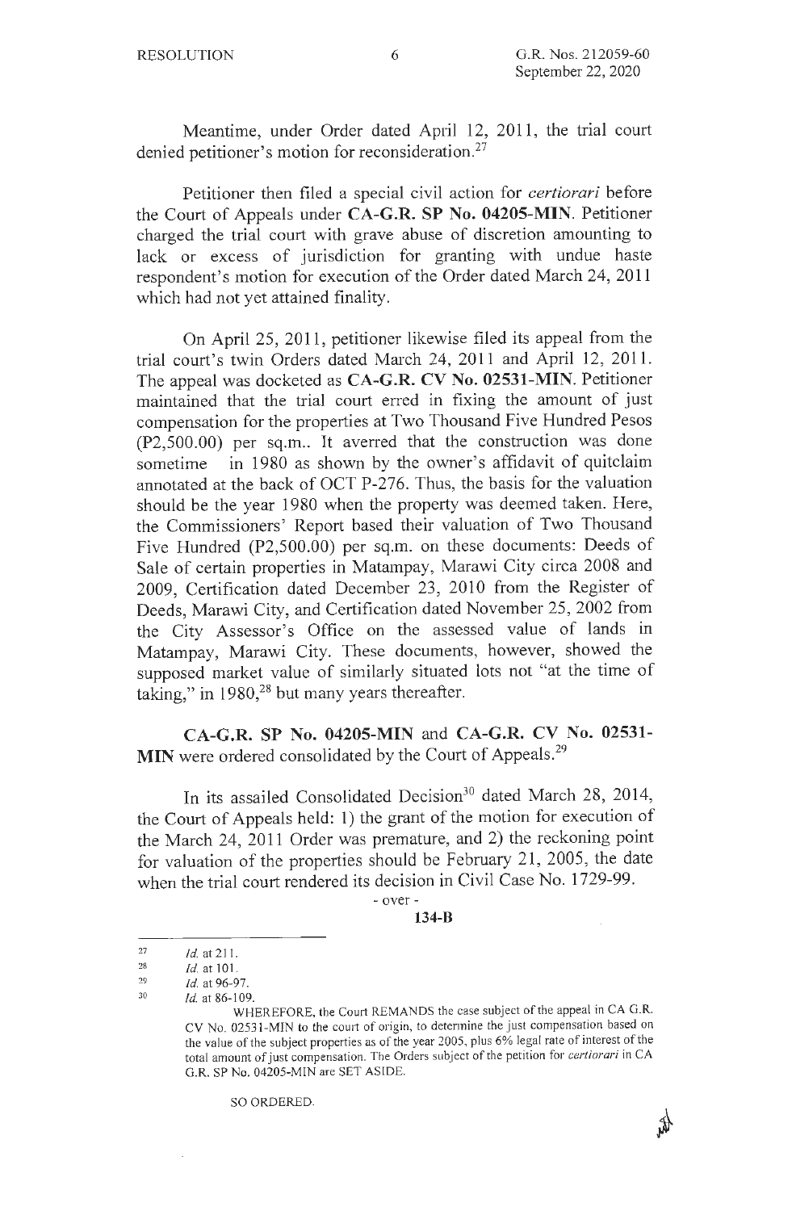Meantime, under Order dated April 12, 2011, the trial court denied petitioner's motion for reconsideration.[27]

Petitioner then filed a special civil action for *certiorari* before the Court of Appeals under **CA-G.R. SP No. 04205-MIN**. Petitioner charged the trial court with grave abuse of discretion amounting to lack or excess of jurisdiction for granting with undue haste respondent's motion for execution of the Order dated March 24, 2011 which had not yet attained finality.

On April 25, 2011, petitioner likewise filed its appeal from the trial court's twin Orders dated March 24, 2011 and April 12, 2011. The appeal was docketed as **CA-G.R. CV No. 02531-MIN**. Petitioner maintained that the trial court erred in fixing the amount of just compensation for the properties at Two Thousand Five Hundred Pesos (P2,500.00) per sq.m.. It averred that the construction was done sometime in 1980 as shown by the owner's affidavit of quitclaim annotated at the back of OCT P-276. Thus, the basis for the valuation should be the year 1980 when the property was deemed taken. Here, the Commissioners' Report based their valuation of Two Thousand Five Hundred (P2,500.00) per sq.m. on these documents: Deeds of Sale of certain properties in Matampay, Marawi City circa 2008 and 2009, Certification dated December 23, 2010 from the Register of Deeds, Marawi City, and Certification dated November 25, 2002 from the City Assessor's Office on the assessed value of lands in Matampay, Marawi City. These documents, however, showed the supposed market value of similarly situated lots not "at the time of taking," in 1980,[28] but many years thereafter.

**CA-G.R. SP No. 04205-MIN** and **CA-G.R. CV No. 02531-MIN** were ordered consolidated by the Court of Appeals.[29]

In its assailed Consolidated Decision[30] dated March 28, 2014, the Court of Appeals held: 1) the grant of the motion for execution of the March 24, 2011 Order was premature, and 2) the reckoning point for valuation of the properties should be February 21, 2005, the date when the trial court rendered its decision in Civil Case No. 1729-99.

- over -

**134-B**

---

[27] *Id.* at 211.

[28] *Id.* at 101.

[29] *Id.* at 96-97.

[30] *Id.* at 86-109.

WHEREFORE, the Court REMANDS the case subject of the appeal in CA G.R. CV No. 02531-MIN to the court of origin, to determine the just compensation based on the value of the subject properties as of the year 2005, plus 6% legal rate of interest of the total amount of just compensation. The Orders subject of the petition for *certiorari* in CA G.R. SP No. 04205-MIN are SET ASIDE.

SO ORDERED.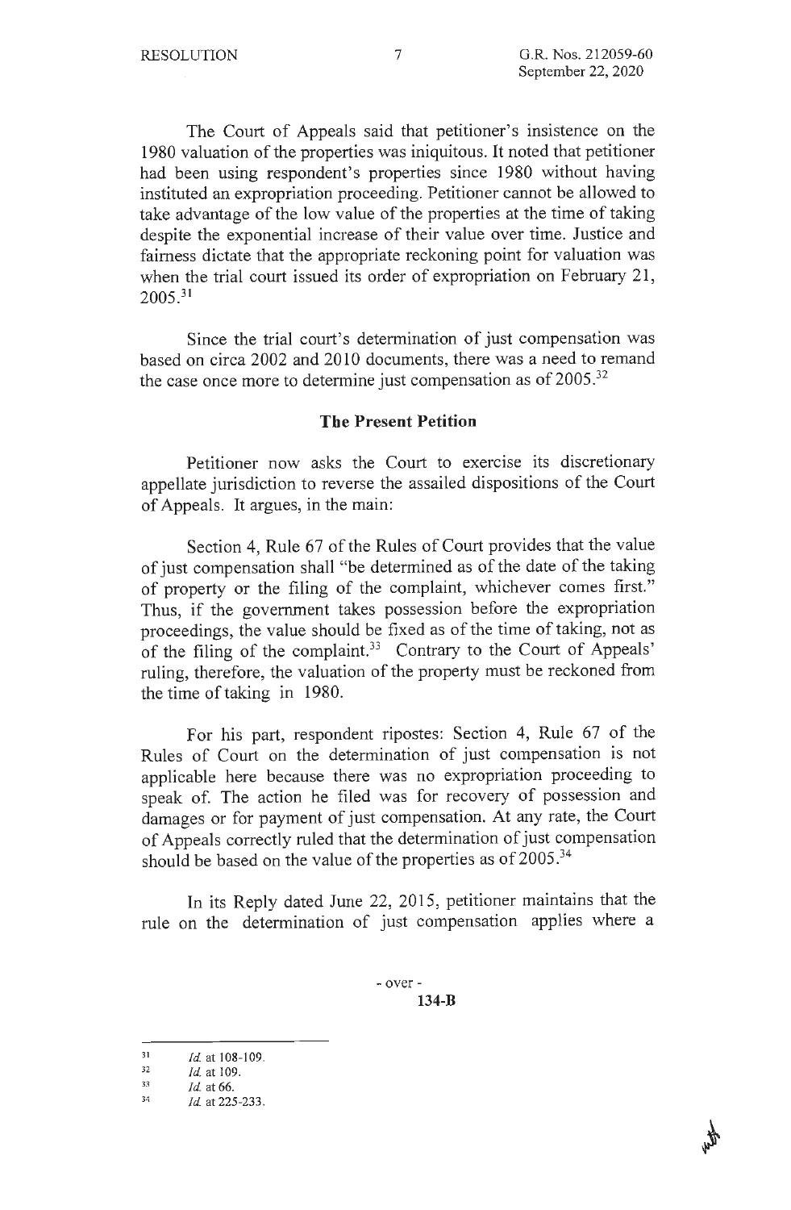The Court of Appeals said that petitioner's insistence on the 1980 valuation of the properties was iniquitous. It noted that petitioner had been using respondent's properties since 1980 without having instituted an expropriation proceeding. Petitioner cannot be allowed to take advantage of the low value of the properties at the time of taking despite the exponential increase of their value over time. Justice and fairness dictate that the appropriate reckoning point for valuation was when the trial court issued its order of expropriation on February 21, 2005.[31]

Since the trial court's determination of just compensation was based on circa 2002 and 2010 documents, there was a need to remand the case once more to determine just compensation as of 2005.[32]

## The Present Petition

Petitioner now asks the Court to exercise its discretionary appellate jurisdiction to reverse the assailed dispositions of the Court of Appeals. It argues, in the main:

Section 4, Rule 67 of the Rules of Court provides that the value of just compensation shall "be determined as of the date of the taking of property or the filing of the complaint, whichever comes first." Thus, if the government takes possession before the expropriation proceedings, the value should be fixed as of the time of taking, not as of the filing of the complaint.[33] Contrary to the Court of Appeals' ruling, therefore, the valuation of the property must be reckoned from the time of taking in 1980.

For his part, respondent ripostes: Section 4, Rule 67 of the Rules of Court on the determination of just compensation is not applicable here because there was no expropriation proceeding to speak of. The action he filed was for recovery of possession and damages or for payment of just compensation. At any rate, the Court of Appeals correctly ruled that the determination of just compensation should be based on the value of the properties as of 2005.[34]

In its Reply dated June 22, 2015, petitioner maintains that the rule on the determination of just compensation applies where a

- over -

**134-B**

---

[31] *Id.* at 108-109.

[32] *Id.* at 109.

[33] *Id.* at 66.

[34] *Id.* at 225-233.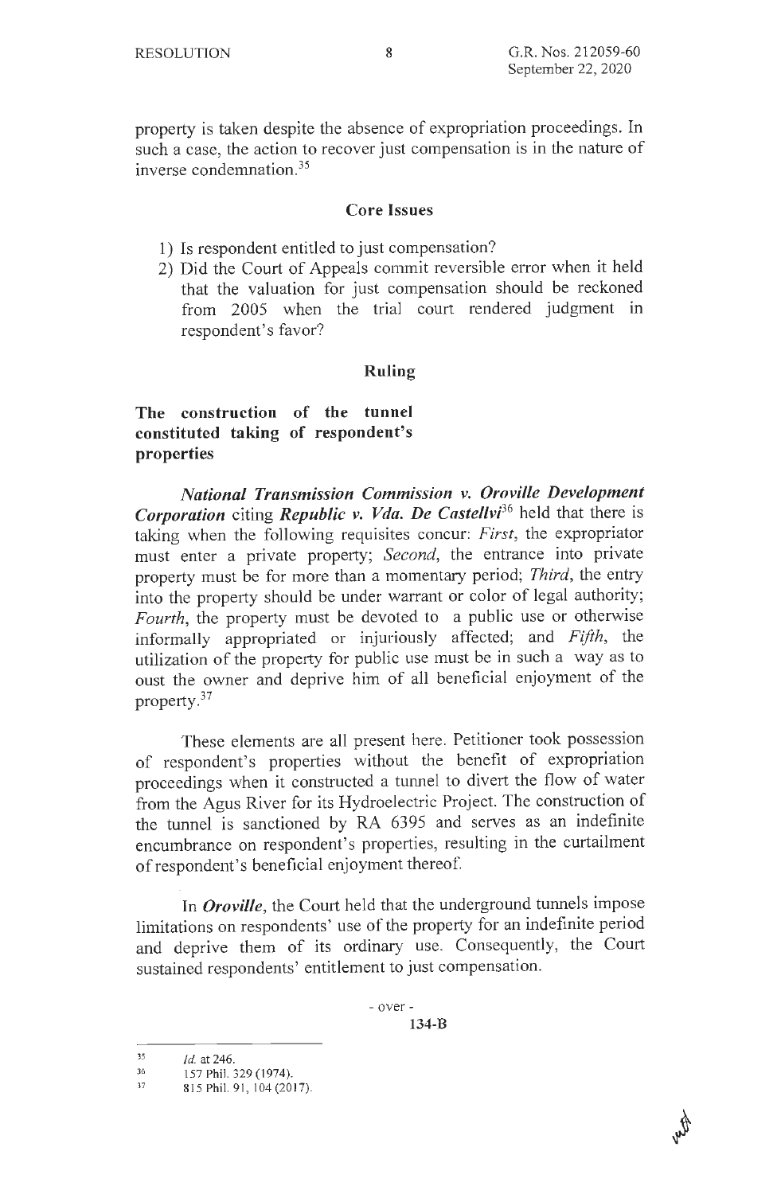property is taken despite the absence of expropriation proceedings. In such a case, the action to recover just compensation is in the nature of inverse condemnation.[35]

## Core Issues

1) Is respondent entitled to just compensation?
2) Did the Court of Appeals commit reversible error when it held that the valuation for just compensation should be reckoned from 2005 when the trial court rendered judgment in respondent's favor?

## Ruling

### The construction of the tunnel constituted taking of respondent's properties

***National Transmission Commission v. Oroville Development Corporation*** citing ***Republic v. Vda. De Castellvi***[36] held that there is taking when the following requisites concur: *First*, the expropriator must enter a private property; *Second*, the entrance into private property must be for more than a momentary period; *Third*, the entry into the property should be under warrant or color of legal authority; *Fourth*, the property must be devoted to a public use or otherwise informally appropriated or injuriously affected; and *Fifth*, the utilization of the property for public use must be in such a way as to oust the owner and deprive him of all beneficial enjoyment of the property.[37]

These elements are all present here. Petitioner took possession of respondent's properties without the benefit of expropriation proceedings when it constructed a tunnel to divert the flow of water from the Agus River for its Hydroelectric Project. The construction of the tunnel is sanctioned by RA 6395 and serves as an indefinite encumbrance on respondent's properties, resulting in the curtailment of respondent's beneficial enjoyment thereof.

In ***Oroville***, the Court held that the underground tunnels impose limitations on respondents' use of the property for an indefinite period and deprive them of its ordinary use. Consequently, the Court sustained respondents' entitlement to just compensation.

- over -

**134-B**

---

[35] *Id.* at 246.

[36] 157 Phil. 329 (1974).

[37] 815 Phil. 91, 104 (2017).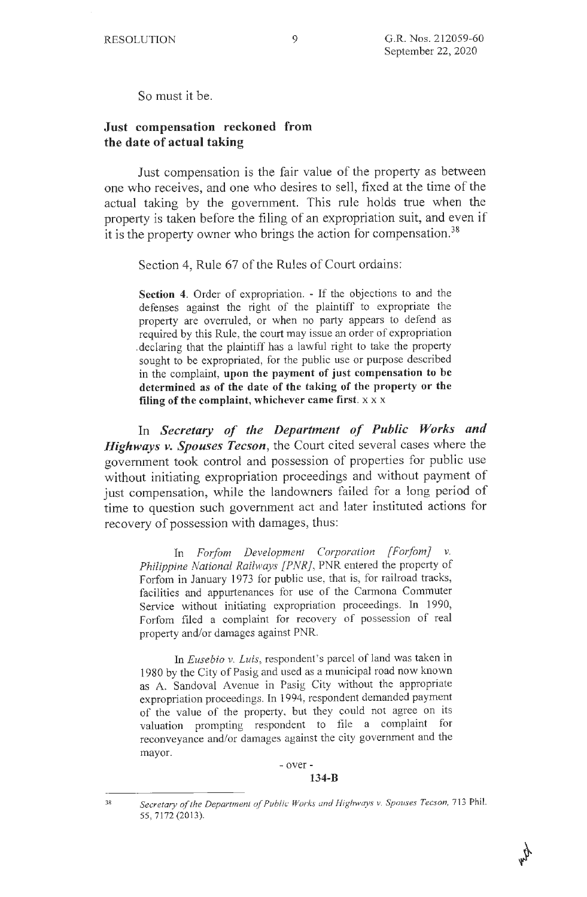So must it be.

## Just compensation reckoned from the date of actual taking

Just compensation is the fair value of the property as between one who receives, and one who desires to sell, fixed at the time of the actual taking by the government. This rule holds true when the property is taken before the filing of an expropriation suit, and even if it is the property owner who brings the action for compensation.[38]

Section 4, Rule 67 of the Rules of Court ordains:

> **Section 4**. Order of expropriation. - If the objections to and the defenses against the right of the plaintiff to expropriate the property are overruled, or when no party appears to defend as required by this Rule, the court may issue an order of expropriation declaring that the plaintiff has a lawful right to take the property sought to be expropriated, for the public use or purpose described in the complaint, **upon the payment of just compensation to be determined as of the date of the taking of the property or the filing of the complaint, whichever came first**. x x x

In ***Secretary of the Department of Public Works and Highways v. Spouses Tecson***, the Court cited several cases where the government took control and possession of properties for public use without initiating expropriation proceedings and without payment of just compensation, while the landowners failed for a long period of time to question such government act and later instituted actions for recovery of possession with damages, thus:

> In *Forfom Development Corporation [Forfom] v. Philippine National Railways [PNR]*, PNR entered the property of Forfom in January 1973 for public use, that is, for railroad tracks, facilities and appurtenances for use of the Carmona Commuter Service without initiating expropriation proceedings. In 1990, Forfom filed a complaint for recovery of possession of real property and/or damages against PNR.
>
> In *Eusebio v. Luis*, respondent's parcel of land was taken in 1980 by the City of Pasig and used as a municipal road now known as A. Sandoval Avenue in Pasig City without the appropriate expropriation proceedings. In 1994, respondent demanded payment of the value of the property, but they could not agree on its valuation prompting respondent to file a complaint for reconveyance and/or damages against the city government and the mayor.

- over -

**134-B**

---

[38] *Secretary of the Department of Public Works and Highways v. Spouses Tecson*, 713 Phil. 55, 7172 (2013).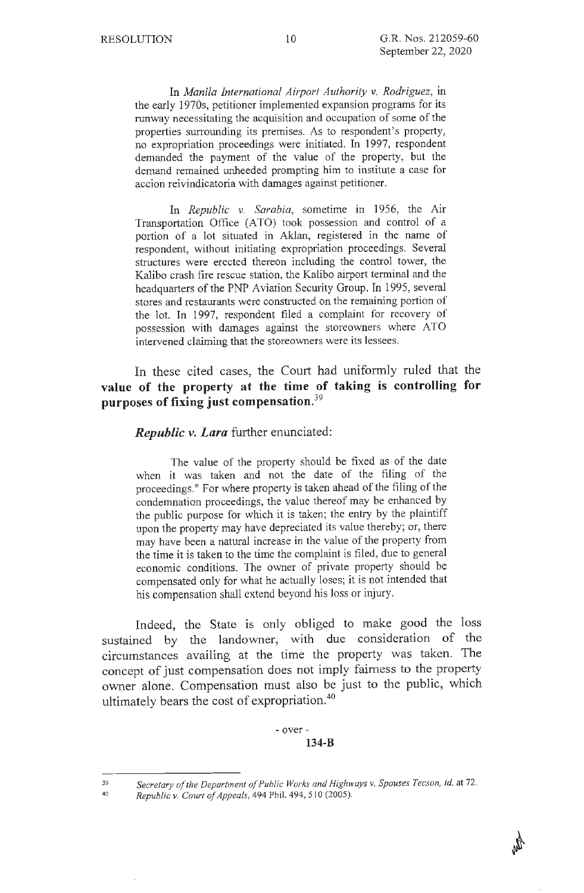> In *Manila International Airport Authority v. Rodriguez*, in the early 1970s, petitioner implemented expansion programs for its runway necessitating the acquisition and occupation of some of the properties surrounding its premises. As to respondent's property, no expropriation proceedings were initiated. In 1997, respondent demanded the payment of the value of the property, but the demand remained unheeded prompting him to institute a case for accion reivindicatoria with damages against petitioner.
>
> In *Republic v. Sarabia*, sometime in 1956, the Air Transportation Office (ATO) took possession and control of a portion of a lot situated in Aklan, registered in the name of respondent, without initiating expropriation proceedings. Several structures were erected thereon including the control tower, the Kalibo crash fire rescue station, the Kalibo airport terminal and the headquarters of the PNP Aviation Security Group. In 1995, several stores and restaurants were constructed on the remaining portion of the lot. In 1997, respondent filed a complaint for recovery of possession with damages against the storeowners where ATO intervened claiming that the storeowners were its lessees.

In these cited cases, the Court had uniformly ruled that the **value of the property at the time of taking is controlling for purposes of fixing just compensation.**[39]

***Republic v. Lara*** further enunciated:

> The value of the property should be fixed as of the date when it was taken and not the date of the filing of the proceedings." For where property is taken ahead of the filing of the condemnation proceedings, the value thereof may be enhanced by the public purpose for which it is taken; the entry by the plaintiff upon the property may have depreciated its value thereby; or, there may have been a natural increase in the value of the property from the time it is taken to the time the complaint is filed, due to general economic conditions. The owner of private property should be compensated only for what he actually loses; it is not intended that his compensation shall extend beyond his loss or injury.

Indeed, the State is only obliged to make good the loss sustained by the landowner, with due consideration of the circumstances availing at the time the property was taken. The concept of just compensation does not imply fairness to the property owner alone. Compensation must also be just to the public, which ultimately bears the cost of expropriation.[40]

- over -

**134-B**

---

[39] *Secretary of the Department of Public Works and Highways v. Spouses Tecson*, *id.* at 72.

[40] *Republic v. Court of Appeals*, 494 Phil. 494, 510 (2005).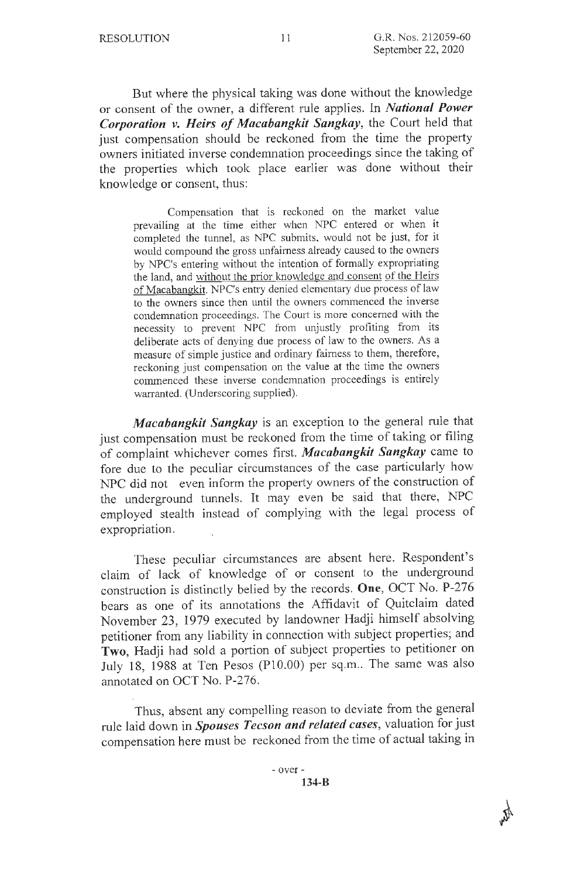But where the physical taking was done without the knowledge or consent of the owner, a different rule applies. In ***National Power Corporation v. Heirs of Macabangkit Sangkay***, the Court held that just compensation should be reckoned from the time the property owners initiated inverse condemnation proceedings since the taking of the properties which took place earlier was done without their knowledge or consent, thus:

> Compensation that is reckoned on the market value prevailing at the time either when NPC entered or when it completed the tunnel, as NPC submits, would not be just, for it would compound the gross unfairness already caused to the owners by NPC's entering without the intention of formally expropriating the land, and without the prior knowledge and consent of the Heirs of Macabangkit. NPC's entry denied elementary due process of law to the owners since then until the owners commenced the inverse condemnation proceedings. The Court is more concerned with the necessity to prevent NPC from unjustly profiting from its deliberate acts of denying due process of law to the owners. As a measure of simple justice and ordinary fairness to them, therefore, reckoning just compensation on the value at the time the owners commenced these inverse condemnation proceedings is entirely warranted. (Underscoring supplied).

***Macabangkit Sangkay*** is an exception to the general rule that just compensation must be reckoned from the time of taking or filing of complaint whichever comes first. ***Macabangkit Sangkay*** came to fore due to the peculiar circumstances of the case particularly how NPC did not even inform the property owners of the construction of the underground tunnels. It may even be said that there, NPC employed stealth instead of complying with the legal process of expropriation.

These peculiar circumstances are absent here. Respondent's claim of lack of knowledge of or consent to the underground construction is distinctly belied by the records. **One**, OCT No. P-276 bears as one of its annotations the Affidavit of Quitclaim dated November 23, 1979 executed by landowner Hadji himself absolving petitioner from any liability in connection with subject properties; and **Two**, Hadji had sold a portion of subject properties to petitioner on July 18, 1988 at Ten Pesos (P10.00) per sq.m.. The same was also annotated on OCT No. P-276.

Thus, absent any compelling reason to deviate from the general rule laid down in ***Spouses Tecson and related cases***, valuation for just compensation here must be reckoned from the time of actual taking in

- over -

134-B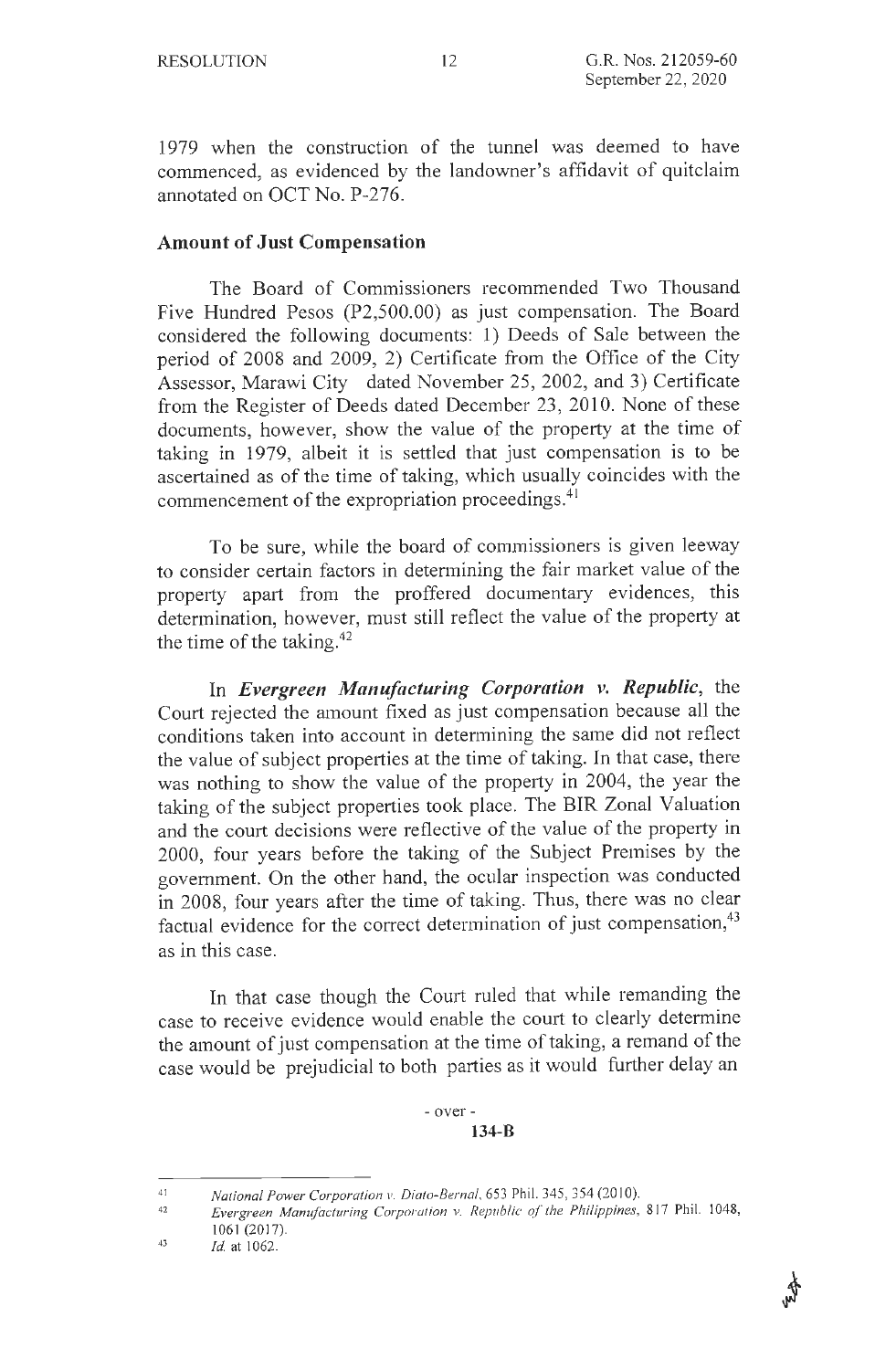1979 when the construction of the tunnel was deemed to have commenced, as evidenced by the landowner's affidavit of quitclaim annotated on OCT No. P-276.

**Amount of Just Compensation**

The Board of Commissioners recommended Two Thousand Five Hundred Pesos (P2,500.00) as just compensation. The Board considered the following documents: 1) Deeds of Sale between the period of 2008 and 2009, 2) Certificate from the Office of the City Assessor, Marawi City dated November 25, 2002, and 3) Certificate from the Register of Deeds dated December 23, 2010. None of these documents, however, show the value of the property at the time of taking in 1979, albeit it is settled that just compensation is to be ascertained as of the time of taking, which usually coincides with the commencement of the expropriation proceedings.[41]

To be sure, while the board of commissioners is given leeway to consider certain factors in determining the fair market value of the property apart from the proffered documentary evidences, this determination, however, must still reflect the value of the property at the time of the taking.[42]

In ***Evergreen Manufacturing Corporation v. Republic***, the Court rejected the amount fixed as just compensation because all the conditions taken into account in determining the same did not reflect the value of subject properties at the time of taking. In that case, there was nothing to show the value of the property in 2004, the year the taking of the subject properties took place. The BIR Zonal Valuation and the court decisions were reflective of the value of the property in 2000, four years before the taking of the Subject Premises by the government. On the other hand, the ocular inspection was conducted in 2008, four years after the time of taking. Thus, there was no clear factual evidence for the correct determination of just compensation,[43] as in this case.

In that case though the Court ruled that while remanding the case to receive evidence would enable the court to clearly determine the amount of just compensation at the time of taking, a remand of the case would be prejudicial to both parties as it would further delay an

- over -

**134-B**

---

[41] *National Power Corporation v. Diato-Bernal*, 653 Phil. 345, 354 (2010).

[42] *Evergreen Manufacturing Corporation v. Republic of the Philippines*, 817 Phil. 1048, 1061 (2017).

[43] *Id.* at 1062.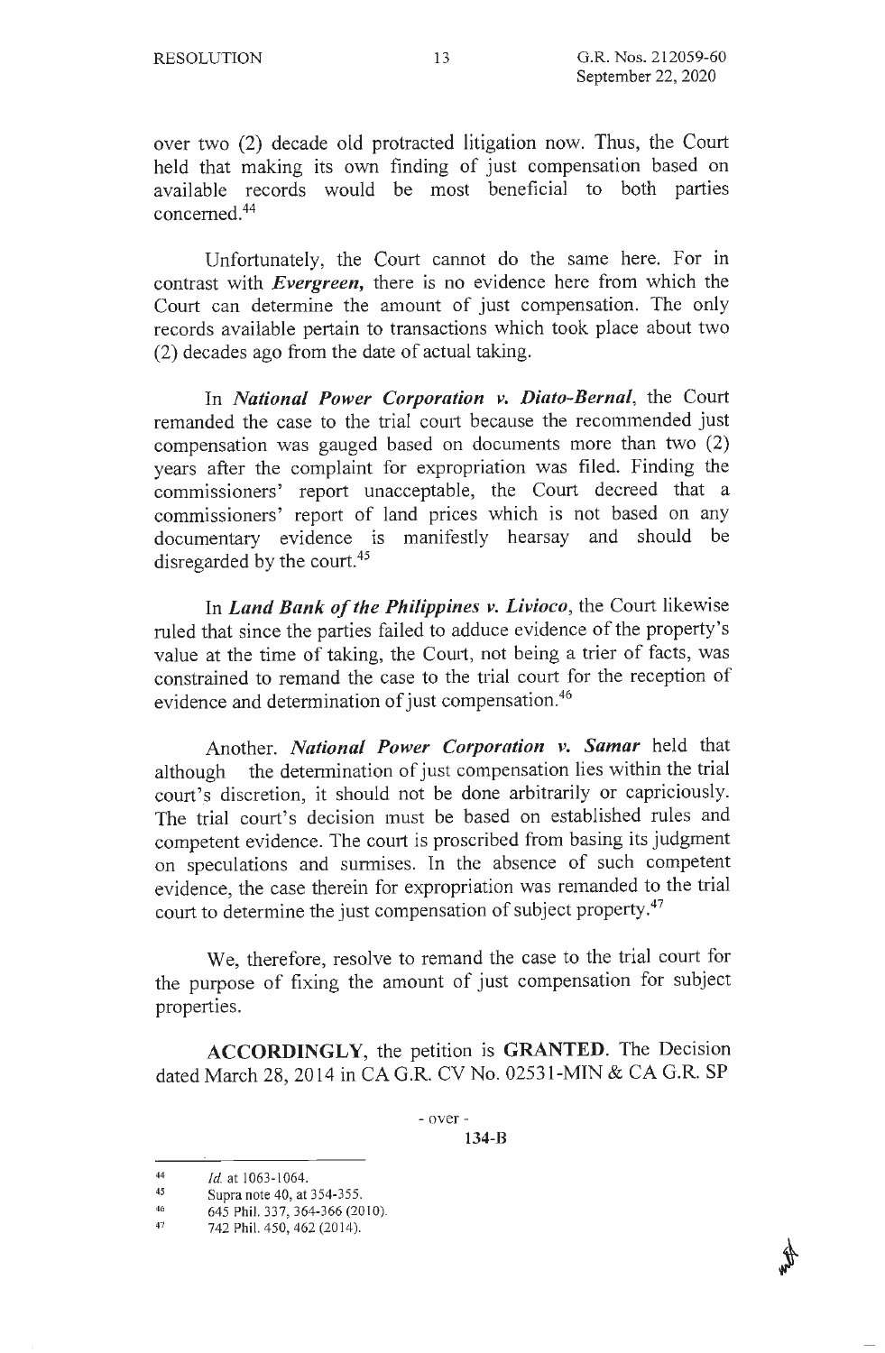over two (2) decade old protracted litigation now. Thus, the Court held that making its own finding of just compensation based on available records would be most beneficial to both parties concerned.[44]

Unfortunately, the Court cannot do the same here. For in contrast with ***Evergreen,*** there is no evidence here from which the Court can determine the amount of just compensation. The only records available pertain to transactions which took place about two (2) decades ago from the date of actual taking.

In ***National Power Corporation v. Diato-Bernal***, the Court remanded the case to the trial court because the recommended just compensation was gauged based on documents more than two (2) years after the complaint for expropriation was filed. Finding the commissioners' report unacceptable, the Court decreed that a commissioners' report of land prices which is not based on any documentary evidence is manifestly hearsay and should be disregarded by the court.[45]

In ***Land Bank of the Philippines v. Livioco***, the Court likewise ruled that since the parties failed to adduce evidence of the property's value at the time of taking, the Court, not being a trier of facts, was constrained to remand the case to the trial court for the reception of evidence and determination of just compensation.[46]

Another. ***National Power Corporation v. Samar*** held that although the determination of just compensation lies within the trial court's discretion, it should not be done arbitrarily or capriciously. The trial court's decision must be based on established rules and competent evidence. The court is proscribed from basing its judgment on speculations and surmises. In the absence of such competent evidence, the case therein for expropriation was remanded to the trial court to determine the just compensation of subject property.[47]

We, therefore, resolve to remand the case to the trial court for the purpose of fixing the amount of just compensation for subject properties.

**ACCORDINGLY**, the petition is **GRANTED**. The Decision dated March 28, 2014 in CA G.R. CV No. 02531-MIN & CA G.R. SP

- over -

**134-B**

---

[44] *Id.* at 1063-1064.

[45] Supra note 40, at 354-355.

[46] 645 Phil. 337, 364-366 (2010).

[47] 742 Phil. 450, 462 (2014).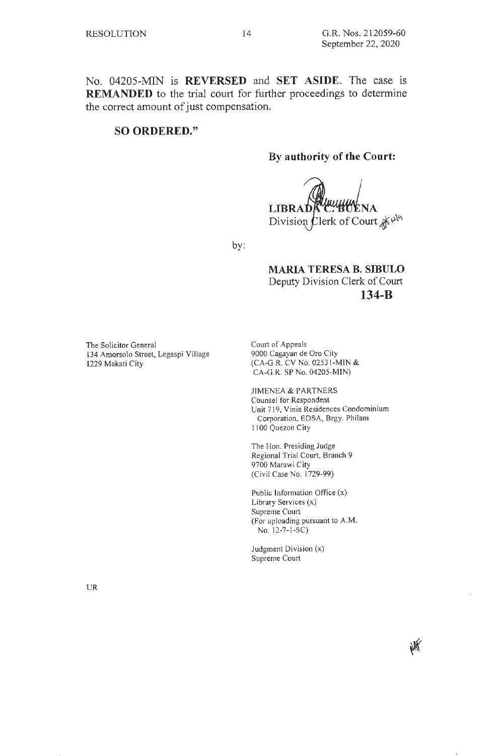No. 04205-MIN is **REVERSED** and **SET ASIDE**. The case is **REMANDED** to the trial court for further proceedings to determine the correct amount of just compensation.

**SO ORDERED.**"

**By authority of the Court:**

**LIBRADA C. BUENA**
Division Clerk of Court

by:

**MARIA TERESA B. SIBULO**
Deputy Division Clerk of Court
**134-B**

The Solicitor General
134 Amorsolo Street, Legaspi Village
1229 Makati City

Court of Appeals
9000 Cagayan de Oro City
(CA-G.R. CV No. 02531-MIN &
CA-G.R. SP No. 04205-MIN)

JIMENEA & PARTNERS
Counsel for Respondent
Unit 719, Vinia Residences Condominium
Corporation, EDSA, Brgy. Philam
1100 Quezon City

The Hon. Presiding Judge
Regional Trial Court, Branch 9
9700 Marawi City
(Civil Case No. 1729-99)

Public Information Office (x)
Library Services (x)
Supreme Court
(For uploading pursuant to A.M.
No. 12-7-1-SC)

Judgment Division (x)
Supreme Court

UR